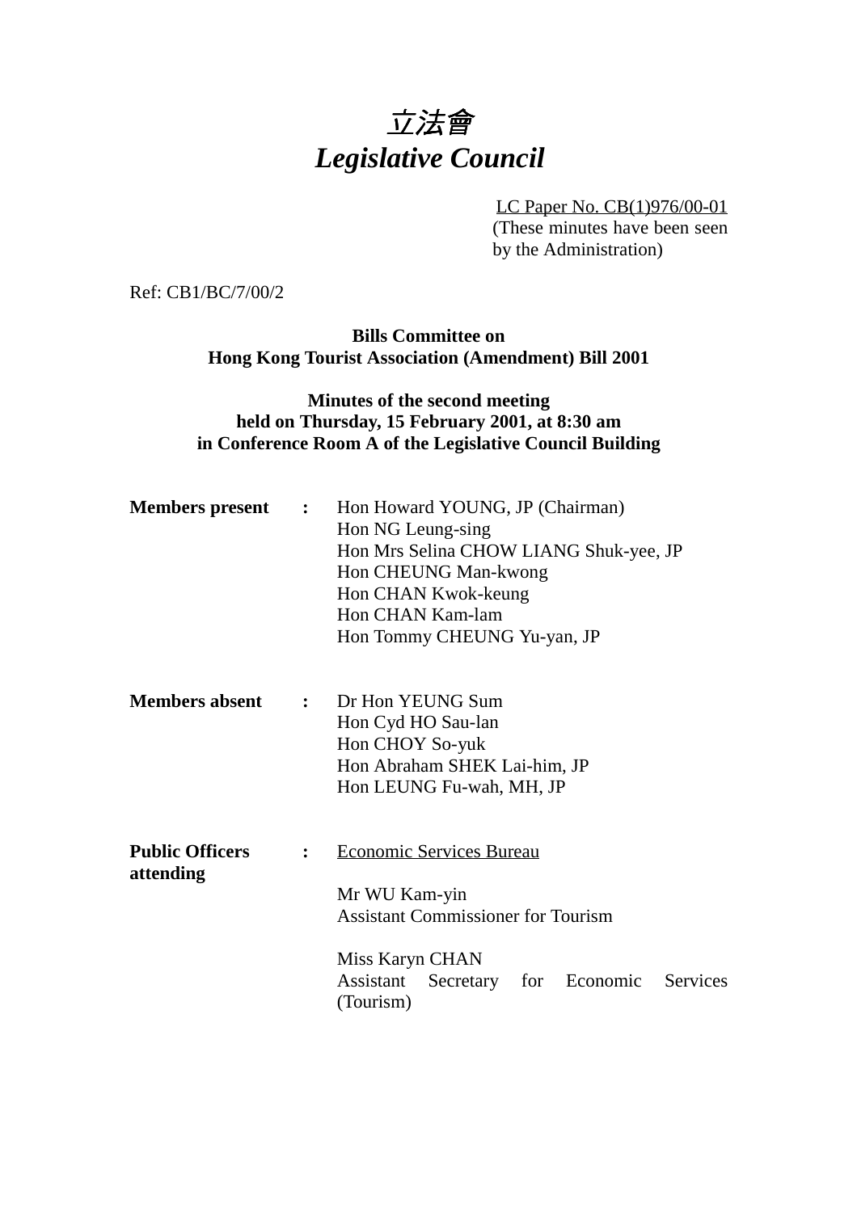# *立法會*
# *Legislative Council*

LC Paper No. CB(1)976/00-01
(These minutes have been seen by the Administration)

Ref: CB1/BC/7/00/2

**Bills Committee on**
**Hong Kong Tourist Association (Amendment) Bill 2001**

**Minutes of the second meeting**
**held on Thursday, 15 February 2001, at 8:30 am**
**in Conference Room A of the Legislative Council Building**

**Members present** :
Hon Howard YOUNG, JP (Chairman)
Hon NG Leung-sing
Hon Mrs Selina CHOW LIANG Shuk-yee, JP
Hon CHEUNG Man-kwong
Hon CHAN Kwok-keung
Hon CHAN Kam-lam
Hon Tommy CHEUNG Yu-yan, JP

**Members absent** :
Dr Hon YEUNG Sum
Hon Cyd HO Sau-lan
Hon CHOY So-yuk
Hon Abraham SHEK Lai-him, JP
Hon LEUNG Fu-wah, MH, JP

**Public Officers attending** :
Economic Services Bureau

Mr WU Kam-yin
Assistant Commissioner for Tourism

Miss Karyn CHAN
Assistant Secretary for Economic Services (Tourism)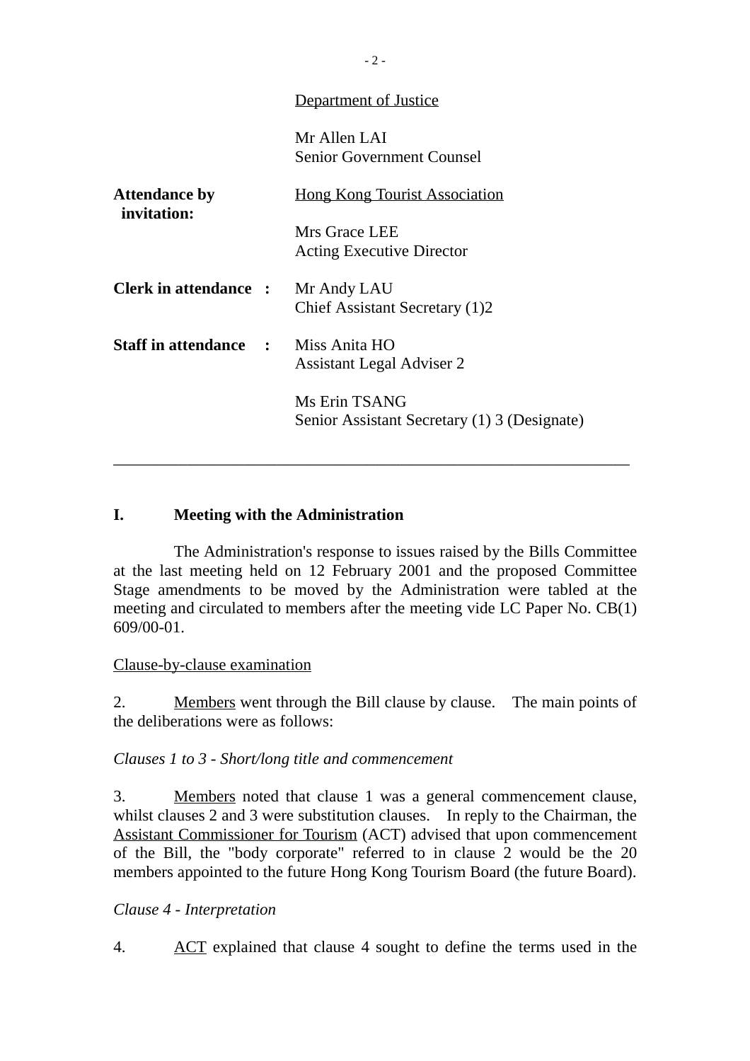Department of Justice

Mr Allen LAI
Senior Government Counsel

**Attendance by invitation:**

Hong Kong Tourist Association

Mrs Grace LEE
Acting Executive Director

**Clerk in attendance :** Mr Andy LAU
Chief Assistant Secretary (1)2

**Staff in attendance :** Miss Anita HO
Assistant Legal Adviser 2

Ms Erin TSANG
Senior Assistant Secretary (1) 3 (Designate)

---

## I. Meeting with the Administration

The Administration's response to issues raised by the Bills Committee at the last meeting held on 12 February 2001 and the proposed Committee Stage amendments to be moved by the Administration were tabled at the meeting and circulated to members after the meeting vide LC Paper No. CB(1) 609/00-01.

Clause-by-clause examination

2. Members went through the Bill clause by clause. The main points of the deliberations were as follows:

*Clauses 1 to 3 - Short/long title and commencement*

3. Members noted that clause 1 was a general commencement clause, whilst clauses 2 and 3 were substitution clauses. In reply to the Chairman, the Assistant Commissioner for Tourism (ACT) advised that upon commencement of the Bill, the "body corporate" referred to in clause 2 would be the 20 members appointed to the future Hong Kong Tourism Board (the future Board).

*Clause 4 - Interpretation*

4. ACT explained that clause 4 sought to define the terms used in the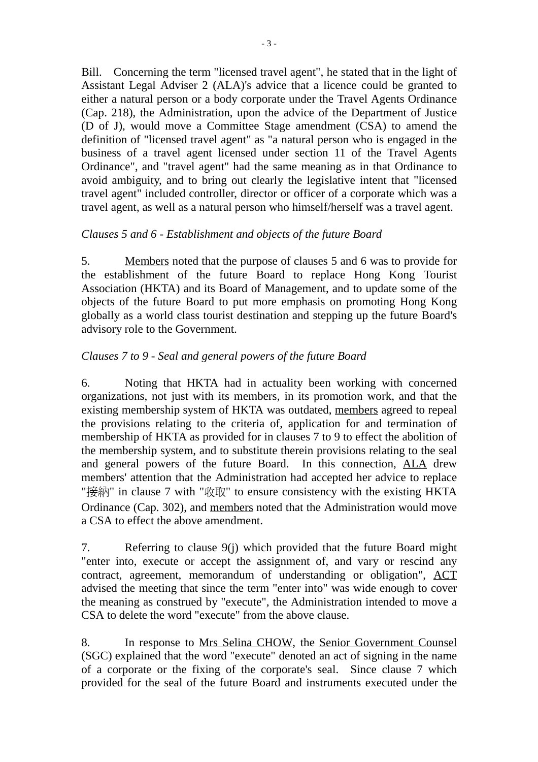Bill. Concerning the term "licensed travel agent", he stated that in the light of Assistant Legal Adviser 2 (ALA)'s advice that a licence could be granted to either a natural person or a body corporate under the Travel Agents Ordinance (Cap. 218), the Administration, upon the advice of the Department of Justice (D of J), would move a Committee Stage amendment (CSA) to amend the definition of "licensed travel agent" as "a natural person who is engaged in the business of a travel agent licensed under section 11 of the Travel Agents Ordinance", and "travel agent" had the same meaning as in that Ordinance to avoid ambiguity, and to bring out clearly the legislative intent that "licensed travel agent" included controller, director or officer of a corporate which was a travel agent, as well as a natural person who himself/herself was a travel agent.

*Clauses 5 and 6 - Establishment and objects of the future Board*

5. Members noted that the purpose of clauses 5 and 6 was to provide for the establishment of the future Board to replace Hong Kong Tourist Association (HKTA) and its Board of Management, and to update some of the objects of the future Board to put more emphasis on promoting Hong Kong globally as a world class tourist destination and stepping up the future Board's advisory role to the Government.

*Clauses 7 to 9 - Seal and general powers of the future Board*

6. Noting that HKTA had in actuality been working with concerned organizations, not just with its members, in its promotion work, and that the existing membership system of HKTA was outdated, members agreed to repeal the provisions relating to the criteria of, application for and termination of membership of HKTA as provided for in clauses 7 to 9 to effect the abolition of the membership system, and to substitute therein provisions relating to the seal and general powers of the future Board. In this connection, ALA drew members' attention that the Administration had accepted her advice to replace "接納" in clause 7 with "收取" to ensure consistency with the existing HKTA Ordinance (Cap. 302), and members noted that the Administration would move a CSA to effect the above amendment.

7. Referring to clause 9(j) which provided that the future Board might "enter into, execute or accept the assignment of, and vary or rescind any contract, agreement, memorandum of understanding or obligation", ACT advised the meeting that since the term "enter into" was wide enough to cover the meaning as construed by "execute", the Administration intended to move a CSA to delete the word "execute" from the above clause.

8. In response to Mrs Selina CHOW, the Senior Government Counsel (SGC) explained that the word "execute" denoted an act of signing in the name of a corporate or the fixing of the corporate's seal. Since clause 7 which provided for the seal of the future Board and instruments executed under the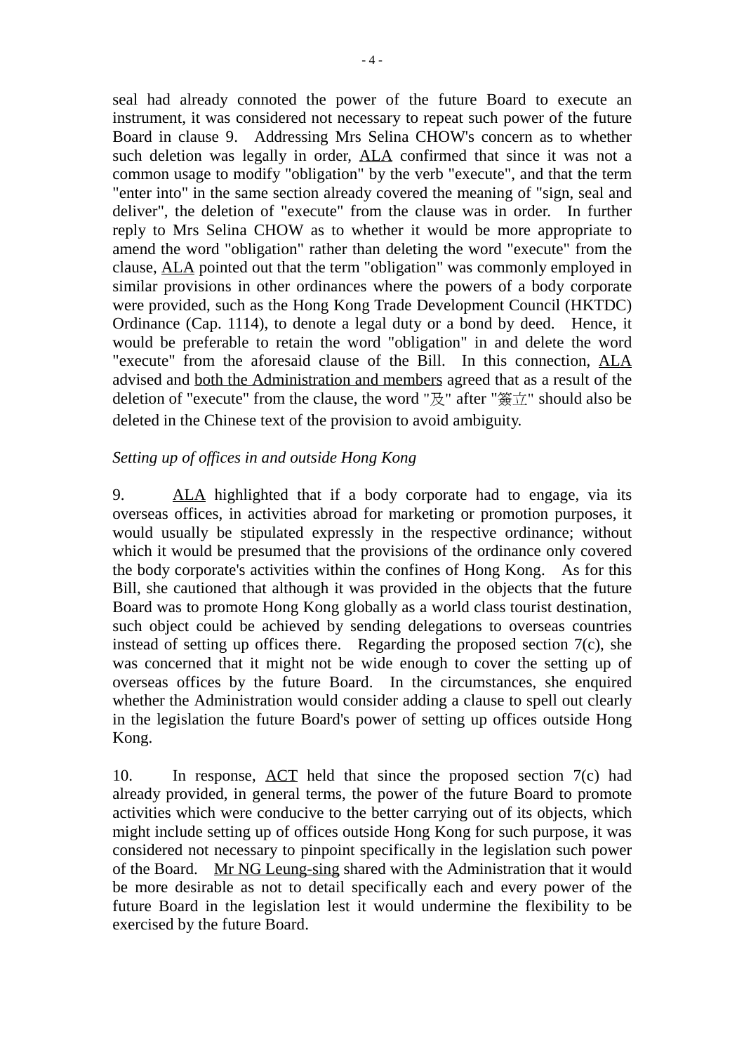seal had already connoted the power of the future Board to execute an instrument, it was considered not necessary to repeat such power of the future Board in clause 9. Addressing Mrs Selina CHOW's concern as to whether such deletion was legally in order, ALA confirmed that since it was not a common usage to modify "obligation" by the verb "execute", and that the term "enter into" in the same section already covered the meaning of "sign, seal and deliver", the deletion of "execute" from the clause was in order. In further reply to Mrs Selina CHOW as to whether it would be more appropriate to amend the word "obligation" rather than deleting the word "execute" from the clause, ALA pointed out that the term "obligation" was commonly employed in similar provisions in other ordinances where the powers of a body corporate were provided, such as the Hong Kong Trade Development Council (HKTDC) Ordinance (Cap. 1114), to denote a legal duty or a bond by deed. Hence, it would be preferable to retain the word "obligation" in and delete the word "execute" from the aforesaid clause of the Bill. In this connection, ALA advised and both the Administration and members agreed that as a result of the deletion of "execute" from the clause, the word "及" after "簽立" should also be deleted in the Chinese text of the provision to avoid ambiguity.

*Setting up of offices in and outside Hong Kong*

9. ALA highlighted that if a body corporate had to engage, via its overseas offices, in activities abroad for marketing or promotion purposes, it would usually be stipulated expressly in the respective ordinance; without which it would be presumed that the provisions of the ordinance only covered the body corporate's activities within the confines of Hong Kong. As for this Bill, she cautioned that although it was provided in the objects that the future Board was to promote Hong Kong globally as a world class tourist destination, such object could be achieved by sending delegations to overseas countries instead of setting up offices there. Regarding the proposed section 7(c), she was concerned that it might not be wide enough to cover the setting up of overseas offices by the future Board. In the circumstances, she enquired whether the Administration would consider adding a clause to spell out clearly in the legislation the future Board's power of setting up offices outside Hong Kong.

10. In response, ACT held that since the proposed section 7(c) had already provided, in general terms, the power of the future Board to promote activities which were conducive to the better carrying out of its objects, which might include setting up of offices outside Hong Kong for such purpose, it was considered not necessary to pinpoint specifically in the legislation such power of the Board. Mr NG Leung-sing shared with the Administration that it would be more desirable as not to detail specifically each and every power of the future Board in the legislation lest it would undermine the flexibility to be exercised by the future Board.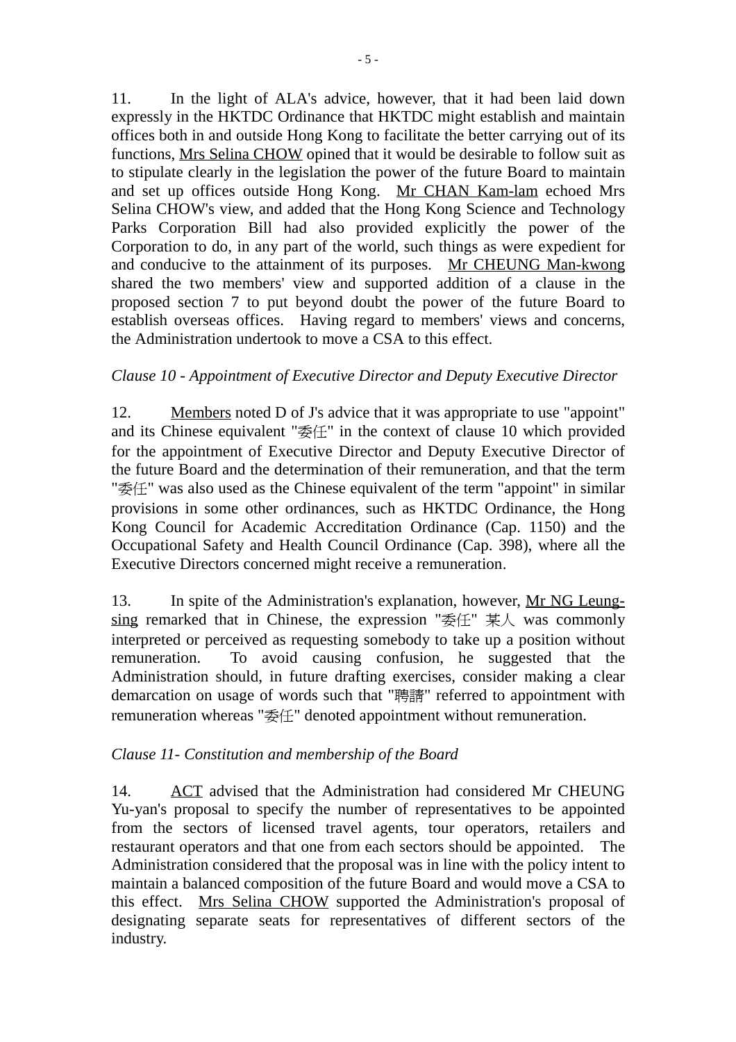11. In the light of ALA's advice, however, that it had been laid down expressly in the HKTDC Ordinance that HKTDC might establish and maintain offices both in and outside Hong Kong to facilitate the better carrying out of its functions, <u>Mrs Selina CHOW</u> opined that it would be desirable to follow suit as to stipulate clearly in the legislation the power of the future Board to maintain and set up offices outside Hong Kong. <u>Mr CHAN Kam-lam</u> echoed Mrs Selina CHOW's view, and added that the Hong Kong Science and Technology Parks Corporation Bill had also provided explicitly the power of the Corporation to do, in any part of the world, such things as were expedient for and conducive to the attainment of its purposes. <u>Mr CHEUNG Man-kwong</u> shared the two members' view and supported addition of a clause in the proposed section 7 to put beyond doubt the power of the future Board to establish overseas offices. Having regard to members' views and concerns, the Administration undertook to move a CSA to this effect.

*Clause 10 - Appointment of Executive Director and Deputy Executive Director*

12. <u>Members</u> noted D of J's advice that it was appropriate to use "appoint" and its Chinese equivalent "委任" in the context of clause 10 which provided for the appointment of Executive Director and Deputy Executive Director of the future Board and the determination of their remuneration, and that the term "委任" was also used as the Chinese equivalent of the term "appoint" in similar provisions in some other ordinances, such as HKTDC Ordinance, the Hong Kong Council for Academic Accreditation Ordinance (Cap. 1150) and the Occupational Safety and Health Council Ordinance (Cap. 398), where all the Executive Directors concerned might receive a remuneration.

13. In spite of the Administration's explanation, however, <u>Mr NG Leung-sing</u> remarked that in Chinese, the expression "委任" 某人 was commonly interpreted or perceived as requesting somebody to take up a position without remuneration. To avoid causing confusion, he suggested that the Administration should, in future drafting exercises, consider making a clear demarcation on usage of words such that "聘請" referred to appointment with remuneration whereas "委任" denoted appointment without remuneration.

*Clause 11- Constitution and membership of the Board*

14. <u>ACT</u> advised that the Administration had considered Mr CHEUNG Yu-yan's proposal to specify the number of representatives to be appointed from the sectors of licensed travel agents, tour operators, retailers and restaurant operators and that one from each sectors should be appointed. The Administration considered that the proposal was in line with the policy intent to maintain a balanced composition of the future Board and would move a CSA to this effect. <u>Mrs Selina CHOW</u> supported the Administration's proposal of designating separate seats for representatives of different sectors of the industry.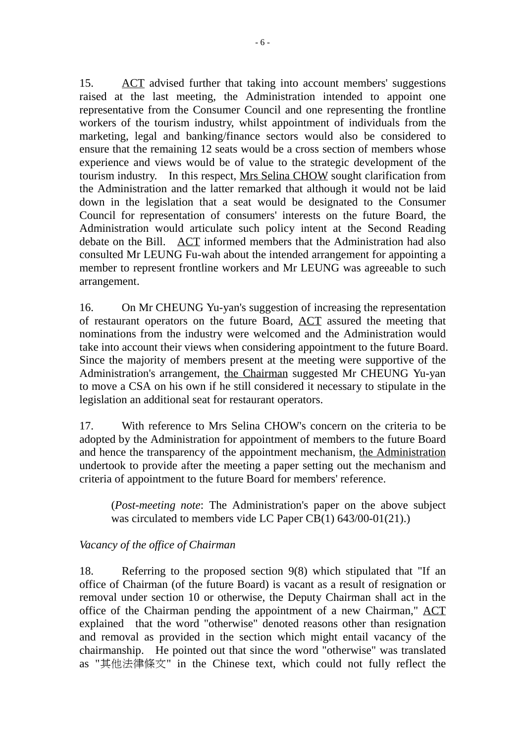15. ACT advised further that taking into account members' suggestions raised at the last meeting, the Administration intended to appoint one representative from the Consumer Council and one representing the frontline workers of the tourism industry, whilst appointment of individuals from the marketing, legal and banking/finance sectors would also be considered to ensure that the remaining 12 seats would be a cross section of members whose experience and views would be of value to the strategic development of the tourism industry. In this respect, Mrs Selina CHOW sought clarification from the Administration and the latter remarked that although it would not be laid down in the legislation that a seat would be designated to the Consumer Council for representation of consumers' interests on the future Board, the Administration would articulate such policy intent at the Second Reading debate on the Bill. ACT informed members that the Administration had also consulted Mr LEUNG Fu-wah about the intended arrangement for appointing a member to represent frontline workers and Mr LEUNG was agreeable to such arrangement.

16. On Mr CHEUNG Yu-yan's suggestion of increasing the representation of restaurant operators on the future Board, ACT assured the meeting that nominations from the industry were welcomed and the Administration would take into account their views when considering appointment to the future Board. Since the majority of members present at the meeting were supportive of the Administration's arrangement, the Chairman suggested Mr CHEUNG Yu-yan to move a CSA on his own if he still considered it necessary to stipulate in the legislation an additional seat for restaurant operators.

17. With reference to Mrs Selina CHOW's concern on the criteria to be adopted by the Administration for appointment of members to the future Board and hence the transparency of the appointment mechanism, the Administration undertook to provide after the meeting a paper setting out the mechanism and criteria of appointment to the future Board for members' reference.

> (*Post-meeting note*: The Administration's paper on the above subject was circulated to members vide LC Paper CB(1) 643/00-01(21).)

*Vacancy of the office of Chairman*

18. Referring to the proposed section 9(8) which stipulated that "If an office of Chairman (of the future Board) is vacant as a result of resignation or removal under section 10 or otherwise, the Deputy Chairman shall act in the office of the Chairman pending the appointment of a new Chairman," ACT explained that the word "otherwise" denoted reasons other than resignation and removal as provided in the section which might entail vacancy of the chairmanship. He pointed out that since the word "otherwise" was translated as "其他法律條文" in the Chinese text, which could not fully reflect the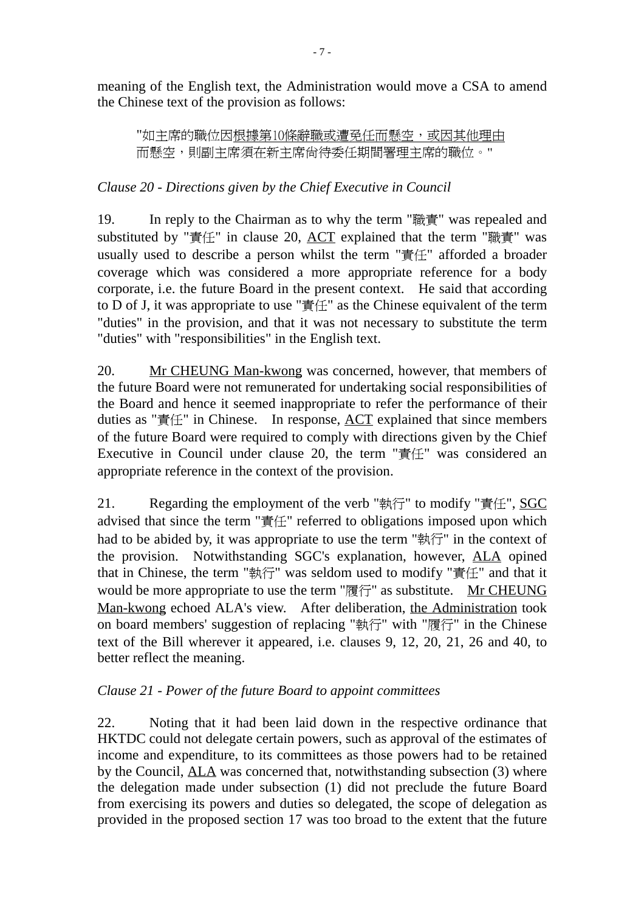meaning of the English text, the Administration would move a CSA to amend the Chinese text of the provision as follows:

"如主席的職位因<u>根據第10條辭職或遭免任而懸空，或因其他理由</u>而懸空，則副主席須在新主席尚待委任期間署理主席的職位。"

*Clause 20 - Directions given by the Chief Executive in Council*

19. In reply to the Chairman as to why the term "職責" was repealed and substituted by "責任" in clause 20, <u>ACT</u> explained that the term "職責" was usually used to describe a person whilst the term "責任" afforded a broader coverage which was considered a more appropriate reference for a body corporate, i.e. the future Board in the present context. He said that according to D of J, it was appropriate to use "責任" as the Chinese equivalent of the term "duties" in the provision, and that it was not necessary to substitute the term "duties" with "responsibilities" in the English text.

20. <u>Mr CHEUNG Man-kwong</u> was concerned, however, that members of the future Board were not remunerated for undertaking social responsibilities of the Board and hence it seemed inappropriate to refer the performance of their duties as "責任" in Chinese. In response, <u>ACT</u> explained that since members of the future Board were required to comply with directions given by the Chief Executive in Council under clause 20, the term "責任" was considered an appropriate reference in the context of the provision.

21. Regarding the employment of the verb "執行" to modify "責任", <u>SGC</u> advised that since the term "責任" referred to obligations imposed upon which had to be abided by, it was appropriate to use the term "執行" in the context of the provision. Notwithstanding SGC's explanation, however, <u>ALA</u> opined that in Chinese, the term "執行" was seldom used to modify "責任" and that it would be more appropriate to use the term "履行" as substitute. <u>Mr CHEUNG Man-kwong</u> echoed ALA's view. After deliberation, <u>the Administration</u> took on board members' suggestion of replacing "執行" with "履行" in the Chinese text of the Bill wherever it appeared, i.e. clauses 9, 12, 20, 21, 26 and 40, to better reflect the meaning.

*Clause 21 - Power of the future Board to appoint committees*

22. Noting that it had been laid down in the respective ordinance that HKTDC could not delegate certain powers, such as approval of the estimates of income and expenditure, to its committees as those powers had to be retained by the Council, <u>ALA</u> was concerned that, notwithstanding subsection (3) where the delegation made under subsection (1) did not preclude the future Board from exercising its powers and duties so delegated, the scope of delegation as provided in the proposed section 17 was too broad to the extent that the future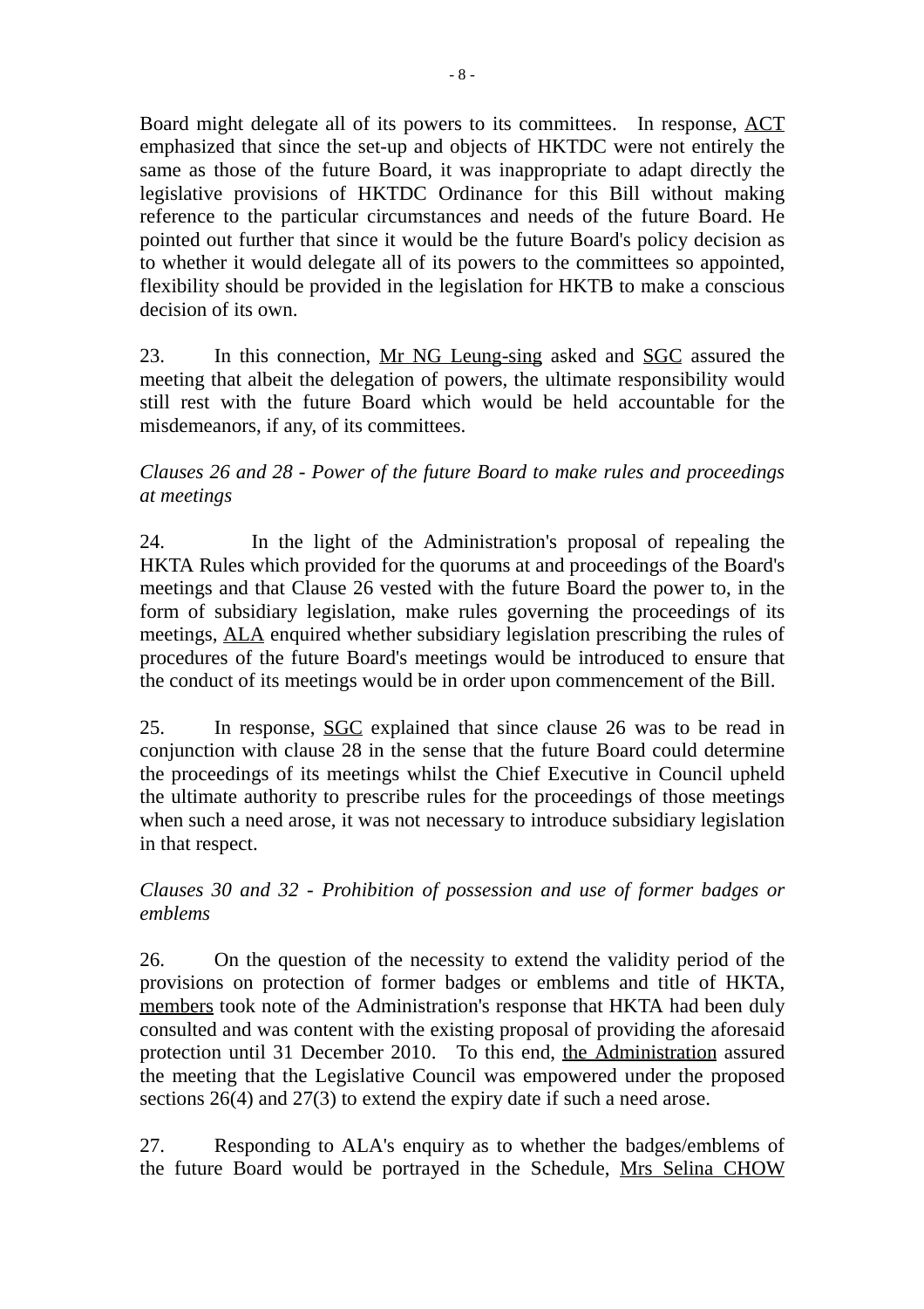Board might delegate all of its powers to its committees. In response, ACT emphasized that since the set-up and objects of HKTDC were not entirely the same as those of the future Board, it was inappropriate to adapt directly the legislative provisions of HKTDC Ordinance for this Bill without making reference to the particular circumstances and needs of the future Board. He pointed out further that since it would be the future Board's policy decision as to whether it would delegate all of its powers to the committees so appointed, flexibility should be provided in the legislation for HKTB to make a conscious decision of its own.

23. In this connection, Mr NG Leung-sing asked and SGC assured the meeting that albeit the delegation of powers, the ultimate responsibility would still rest with the future Board which would be held accountable for the misdemeanors, if any, of its committees.

*Clauses 26 and 28 - Power of the future Board to make rules and proceedings at meetings*

24. In the light of the Administration's proposal of repealing the HKTA Rules which provided for the quorums at and proceedings of the Board's meetings and that Clause 26 vested with the future Board the power to, in the form of subsidiary legislation, make rules governing the proceedings of its meetings, ALA enquired whether subsidiary legislation prescribing the rules of procedures of the future Board's meetings would be introduced to ensure that the conduct of its meetings would be in order upon commencement of the Bill.

25. In response, SGC explained that since clause 26 was to be read in conjunction with clause 28 in the sense that the future Board could determine the proceedings of its meetings whilst the Chief Executive in Council upheld the ultimate authority to prescribe rules for the proceedings of those meetings when such a need arose, it was not necessary to introduce subsidiary legislation in that respect.

*Clauses 30 and 32 - Prohibition of possession and use of former badges or emblems*

26. On the question of the necessity to extend the validity period of the provisions on protection of former badges or emblems and title of HKTA, members took note of the Administration's response that HKTA had been duly consulted and was content with the existing proposal of providing the aforesaid protection until 31 December 2010. To this end, the Administration assured the meeting that the Legislative Council was empowered under the proposed sections 26(4) and 27(3) to extend the expiry date if such a need arose.

27. Responding to ALA's enquiry as to whether the badges/emblems of the future Board would be portrayed in the Schedule, Mrs Selina CHOW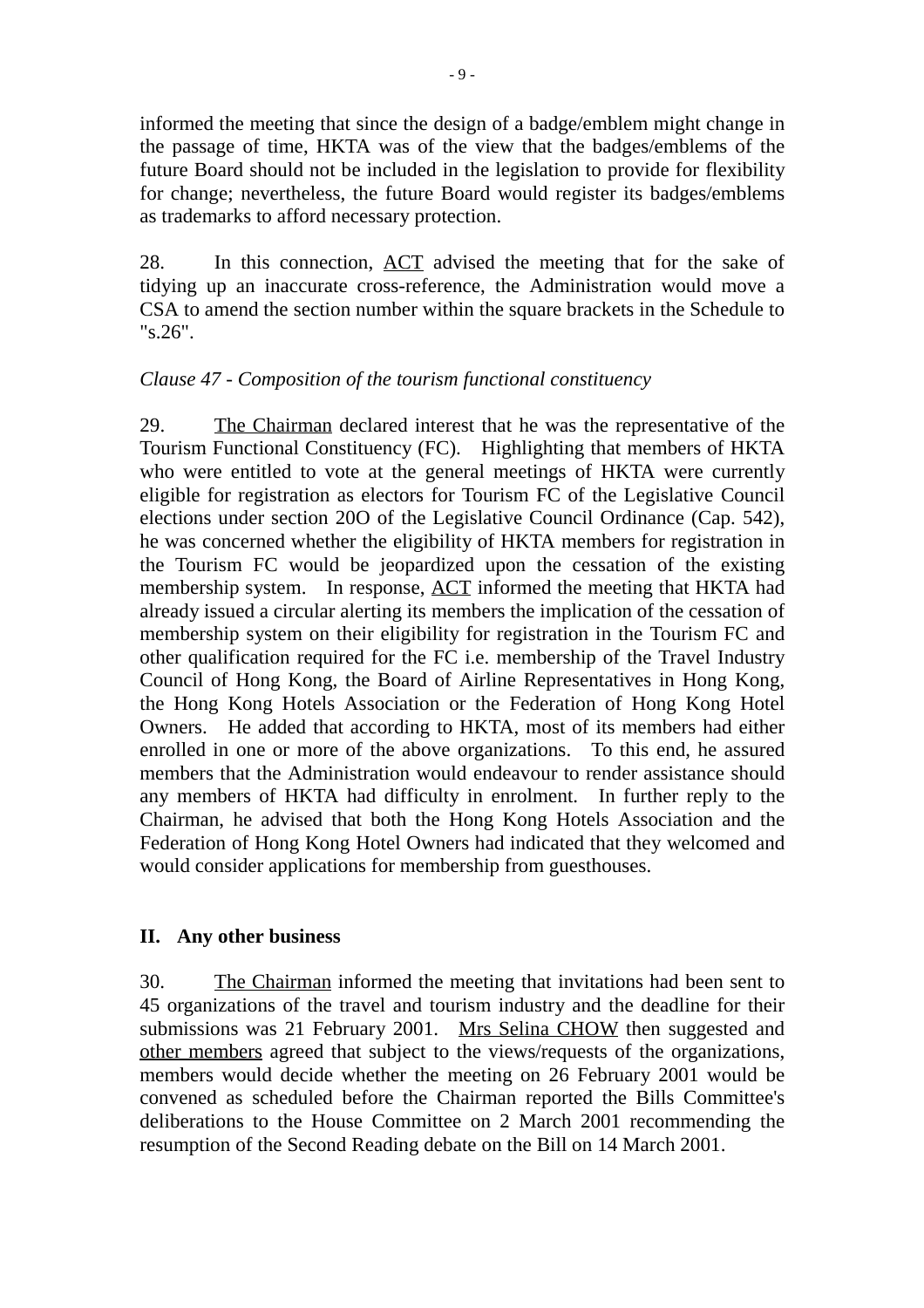informed the meeting that since the design of a badge/emblem might change in the passage of time, HKTA was of the view that the badges/emblems of the future Board should not be included in the legislation to provide for flexibility for change; nevertheless, the future Board would register its badges/emblems as trademarks to afford necessary protection.

28. In this connection, ACT advised the meeting that for the sake of tidying up an inaccurate cross-reference, the Administration would move a CSA to amend the section number within the square brackets in the Schedule to "s.26".

*Clause 47 - Composition of the tourism functional constituency*

29. The Chairman declared interest that he was the representative of the Tourism Functional Constituency (FC). Highlighting that members of HKTA who were entitled to vote at the general meetings of HKTA were currently eligible for registration as electors for Tourism FC of the Legislative Council elections under section 20O of the Legislative Council Ordinance (Cap. 542), he was concerned whether the eligibility of HKTA members for registration in the Tourism FC would be jeopardized upon the cessation of the existing membership system. In response, ACT informed the meeting that HKTA had already issued a circular alerting its members the implication of the cessation of membership system on their eligibility for registration in the Tourism FC and other qualification required for the FC i.e. membership of the Travel Industry Council of Hong Kong, the Board of Airline Representatives in Hong Kong, the Hong Kong Hotels Association or the Federation of Hong Kong Hotel Owners. He added that according to HKTA, most of its members had either enrolled in one or more of the above organizations. To this end, he assured members that the Administration would endeavour to render assistance should any members of HKTA had difficulty in enrolment. In further reply to the Chairman, he advised that both the Hong Kong Hotels Association and the Federation of Hong Kong Hotel Owners had indicated that they welcomed and would consider applications for membership from guesthouses.

## II. Any other business

30. The Chairman informed the meeting that invitations had been sent to 45 organizations of the travel and tourism industry and the deadline for their submissions was 21 February 2001. Mrs Selina CHOW then suggested and other members agreed that subject to the views/requests of the organizations, members would decide whether the meeting on 26 February 2001 would be convened as scheduled before the Chairman reported the Bills Committee's deliberations to the House Committee on 2 March 2001 recommending the resumption of the Second Reading debate on the Bill on 14 March 2001.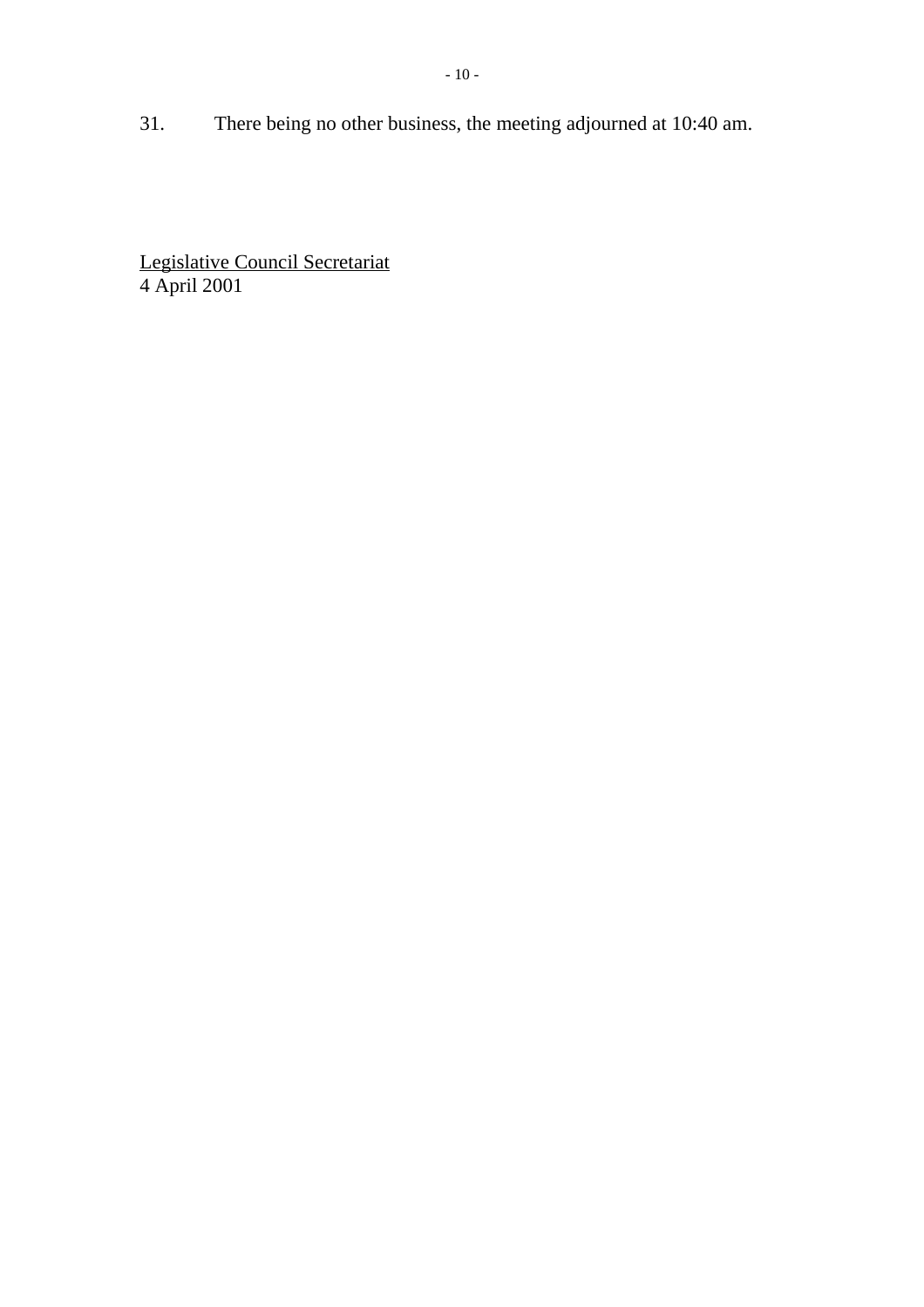31. There being no other business, the meeting adjourned at 10:40 am.

Legislative Council Secretariat
4 April 2001